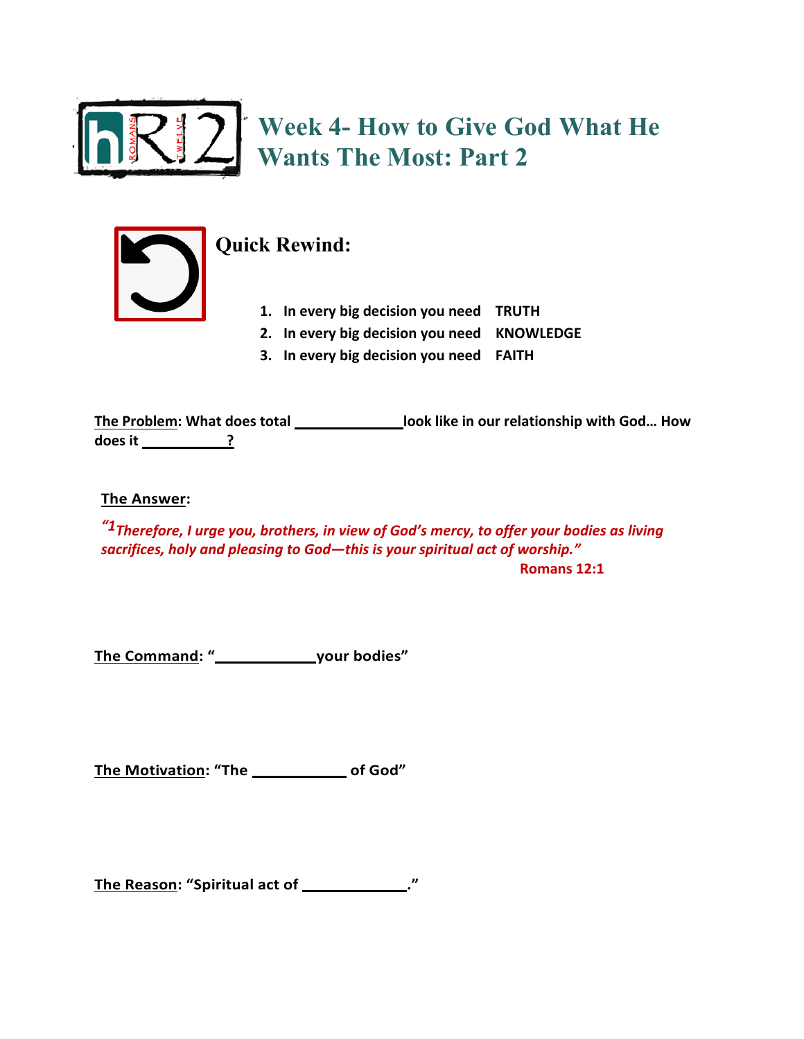# Week 4- How to Give God What He Wants The Most: Part 2

## Quick Rewind:

1. In every big decision you need **TRUTH**
2. In every big decision you need **KNOWLEDGE**
3. In every big decision you need **FAITH**

**The Problem: What does total ____________ look like in our relationship with God… How does it __________?**

**The Answer:**

*"[1]Therefore, I urge you, brothers, in view of God's mercy, to offer your bodies as living sacrifices, holy and pleasing to God—this is your spiritual act of worship."*

**Romans 12:1**

**The Command: "____________ your bodies"**

**The Motivation: "The ___________ of God"**

**The Reason: "Spiritual act of ____________."**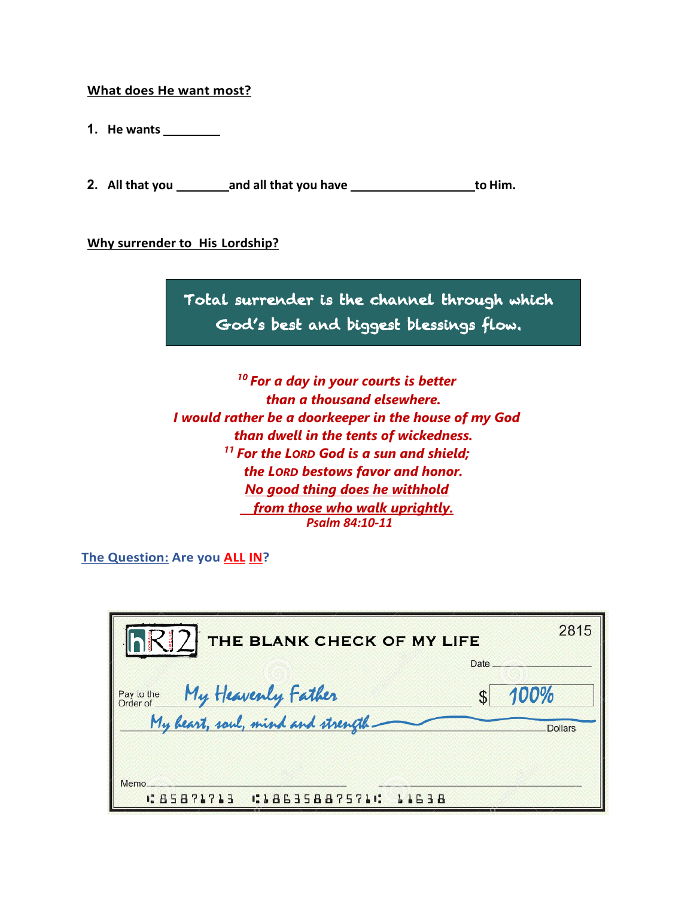**What does He want most?**

1. He wants ________

2. All that you ________ and all that you have __________________ to Him.

**Why surrender to His Lordship?**

> Total surrender is the channel through which God's best and biggest blessings flow.

*[10] For a day in your courts is better*
*than a thousand elsewhere.*
*I would rather be a doorkeeper in the house of my God*
*than dwell in the tents of wickedness.*
*[11] For the LORD God is a sun and shield;*
*the LORD bestows favor and honor.*
*No good thing does he withhold*
*from those who walk uprightly.*
*Psalm 84:10-11*

**The Question: Are you ALL IN?**

THE BLANK CHECK OF MY LIFE

2815

Date

Pay to the Order of My Heavenly Father $ 100%

My heart, soul, mind and strength Dollars

Memo

⑆85871713 ⑆18635887571⑆ 11638